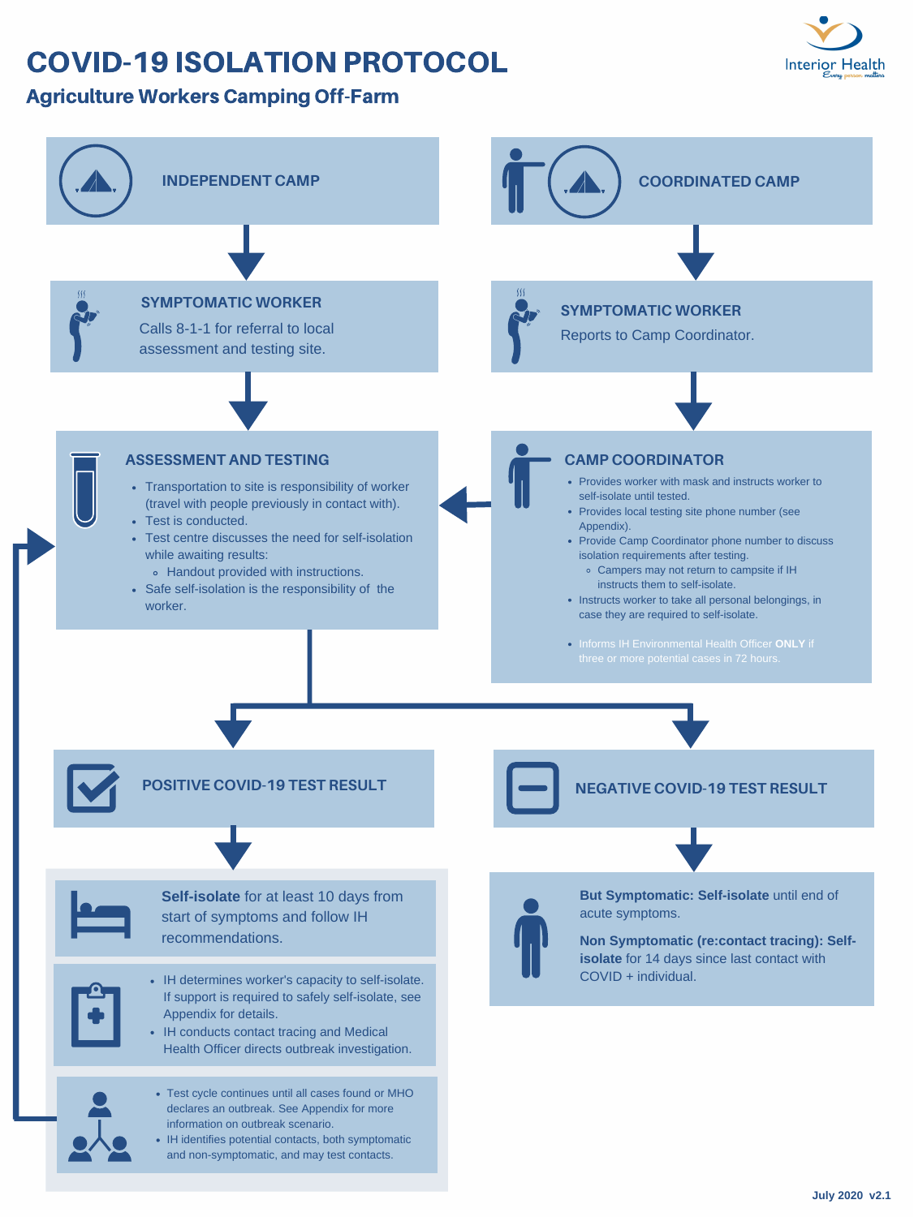# COVID-19 ISOLATION PROTOCOL

## Agriculture Workers Camping Off-Farm

### INDEPENDENT CAMP

#### SYMPTOMATIC WORKER

Calls 8-1-1 for referral to local assessment and testing site.

#### ASSESSMENT AND TESTING

- Transportation to site is responsibility of worker (travel with people previously in contact with).
- Test is conducted.
- Test centre discusses the need for self-isolation while awaiting results:
  - Handout provided with instructions.
- Safe self-isolation is the responsibility of the worker.

### COORDINATED CAMP

#### SYMPTOMATIC WORKER

Reports to Camp Coordinator.

#### CAMP COORDINATOR

- Provides worker with mask and instructs worker to self-isolate until tested.
- Provides local testing site phone number (see Appendix).
- Provide Camp Coordinator phone number to discuss isolation requirements after testing.
  - Campers may not return to campsite if IH instructs them to self-isolate.
- Instructs worker to take all personal belongings, in case they are required to self-isolate.
- Informs IH Environmental Health Officer **ONLY** if three or more potential cases in 72 hours.

### POSITIVE COVID-19 TEST RESULT

**Self-isolate** for at least 10 days from start of symptoms and follow IH recommendations.

- IH determines worker's capacity to self-isolate. If support is required to safely self-isolate, see Appendix for details.
- IH conducts contact tracing and Medical Health Officer directs outbreak investigation.

- Test cycle continues until all cases found or MHO declares an outbreak. See Appendix for more information on outbreak scenario.
- IH identifies potential contacts, both symptomatic and non-symptomatic, and may test contacts.

### NEGATIVE COVID-19 TEST RESULT

**But Symptomatic: Self-isolate** until end of acute symptoms.

**Non Symptomatic (re:contact tracing): Self-isolate** for 14 days since last contact with COVID + individual.

July 2020 v2.1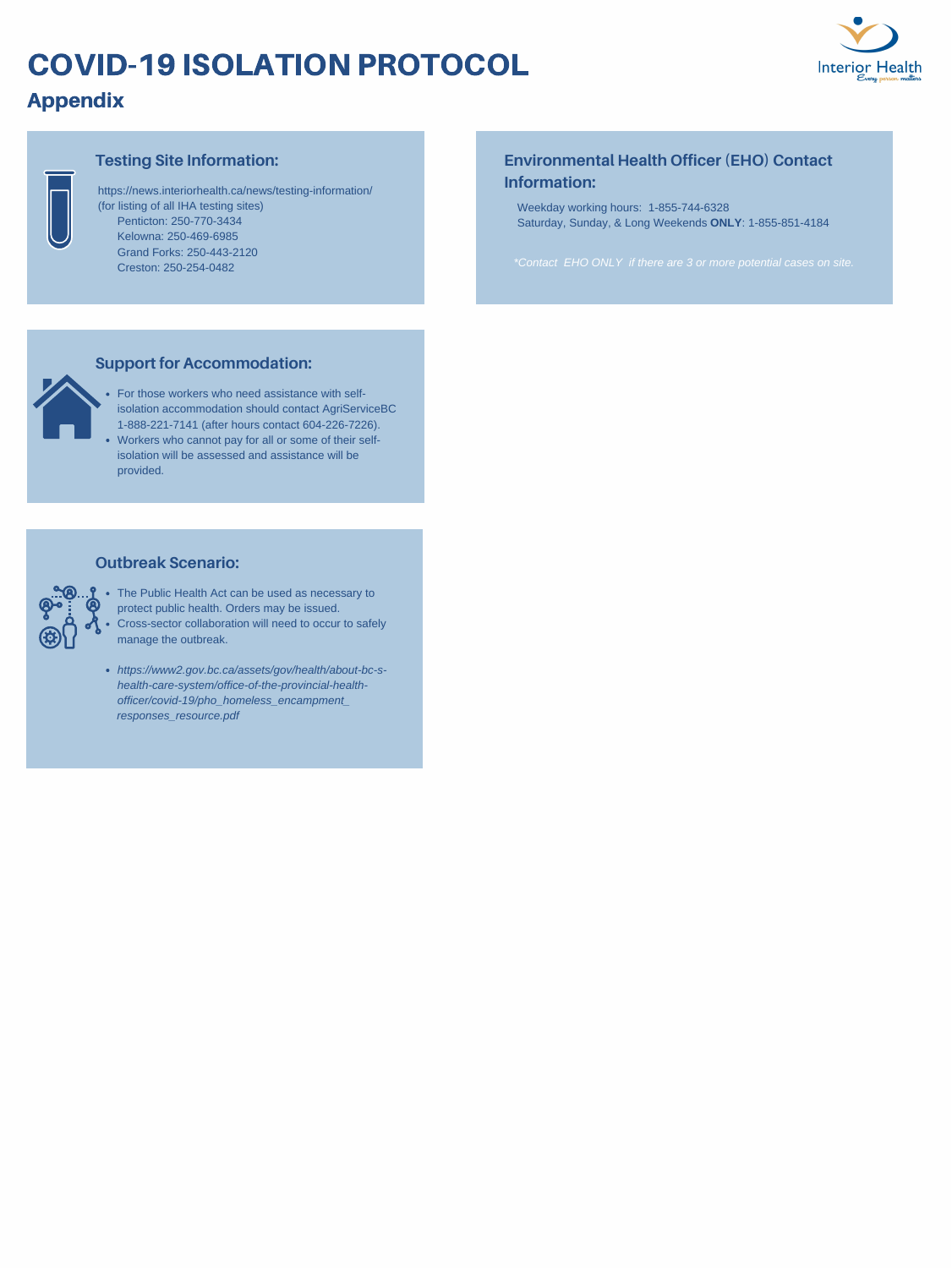# COVID-19 ISOLATION PROTOCOL

## Appendix

### Testing Site Information:

https://news.interiorhealth.ca/news/testing-information/
(for listing of all IHA testing sites)

Penticton: 250-770-3434
Kelowna: 250-469-6985
Grand Forks: 250-443-2120
Creston: 250-254-0482

### Environmental Health Officer (EHO) Contact Information:

Weekday working hours: 1-855-744-6328
Saturday, Sunday, & Long Weekends **ONLY**: 1-855-851-4184

*\*Contact EHO ONLY if there are 3 or more potential cases on site.*

### Support for Accommodation:

- For those workers who need assistance with self-isolation accommodation should contact AgriServiceBC 1-888-221-7141 (after hours contact 604-226-7226).
- Workers who cannot pay for all or some of their self-isolation will be assessed and assistance will be provided.

### Outbreak Scenario:

- The Public Health Act can be used as necessary to protect public health. Orders may be issued.
- Cross-sector collaboration will need to occur to safely manage the outbreak.

- *https://www2.gov.bc.ca/assets/gov/health/about-bc-s-health-care-system/office-of-the-provincial-health-officer/covid-19/pho_homeless_encampment_responses_resource.pdf*